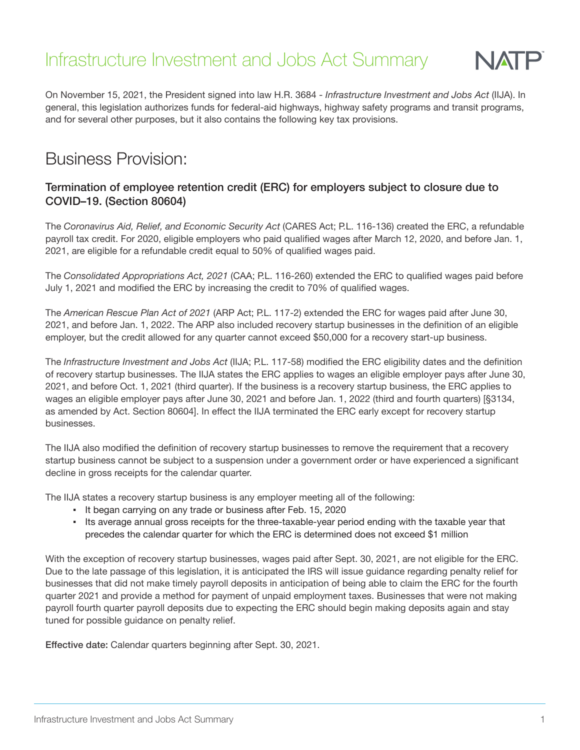# Infrastructure Investment and Jobs Act Summary

On November 15, 2021, the President signed into law H.R. 3684 - *Infrastructure Investment and Jobs Act* (IIJA). In general, this legislation authorizes funds for federal-aid highways, highway safety programs and transit programs, and for several other purposes, but it also contains the following key tax provisions.

## Business Provision:

### Termination of employee retention credit (ERC) for employers subject to closure due to COVID–19. (Section 80604)

The *Coronavirus Aid, Relief, and Economic Security Act* (CARES Act; P.L. 116-136) created the ERC, a refundable payroll tax credit. For 2020, eligible employers who paid qualified wages after March 12, 2020, and before Jan. 1, 2021, are eligible for a refundable credit equal to 50% of qualified wages paid.

The *Consolidated Appropriations Act, 2021* (CAA; P.L. 116-260) extended the ERC to qualified wages paid before July 1, 2021 and modified the ERC by increasing the credit to 70% of qualified wages.

The *American Rescue Plan Act of 2021* (ARP Act; P.L. 117-2) extended the ERC for wages paid after June 30, 2021, and before Jan. 1, 2022. The ARP also included recovery startup businesses in the definition of an eligible employer, but the credit allowed for any quarter cannot exceed $50,000 for a recovery start-up business.

The *Infrastructure Investment and Jobs Act* (IIJA; P.L. 117-58) modified the ERC eligibility dates and the definition of recovery startup businesses. The IIJA states the ERC applies to wages an eligible employer pays after June 30, 2021, and before Oct. 1, 2021 (third quarter). If the business is a recovery startup business, the ERC applies to wages an eligible employer pays after June 30, 2021 and before Jan. 1, 2022 (third and fourth quarters) [§3134, as amended by Act. Section 80604]. In effect the IIJA terminated the ERC early except for recovery startup businesses.

The IIJA also modified the definition of recovery startup businesses to remove the requirement that a recovery startup business cannot be subject to a suspension under a government order or have experienced a significant decline in gross receipts for the calendar quarter.

The IIJA states a recovery startup business is any employer meeting all of the following:

- It began carrying on any trade or business after Feb. 15, 2020
- Its average annual gross receipts for the three-taxable-year period ending with the taxable year that precedes the calendar quarter for which the ERC is determined does not exceed $1 million

With the exception of recovery startup businesses, wages paid after Sept. 30, 2021, are not eligible for the ERC. Due to the late passage of this legislation, it is anticipated the IRS will issue guidance regarding penalty relief for businesses that did not make timely payroll deposits in anticipation of being able to claim the ERC for the fourth quarter 2021 and provide a method for payment of unpaid employment taxes. Businesses that were not making payroll fourth quarter payroll deposits due to expecting the ERC should begin making deposits again and stay tuned for possible guidance on penalty relief.

**Effective date:** Calendar quarters beginning after Sept. 30, 2021.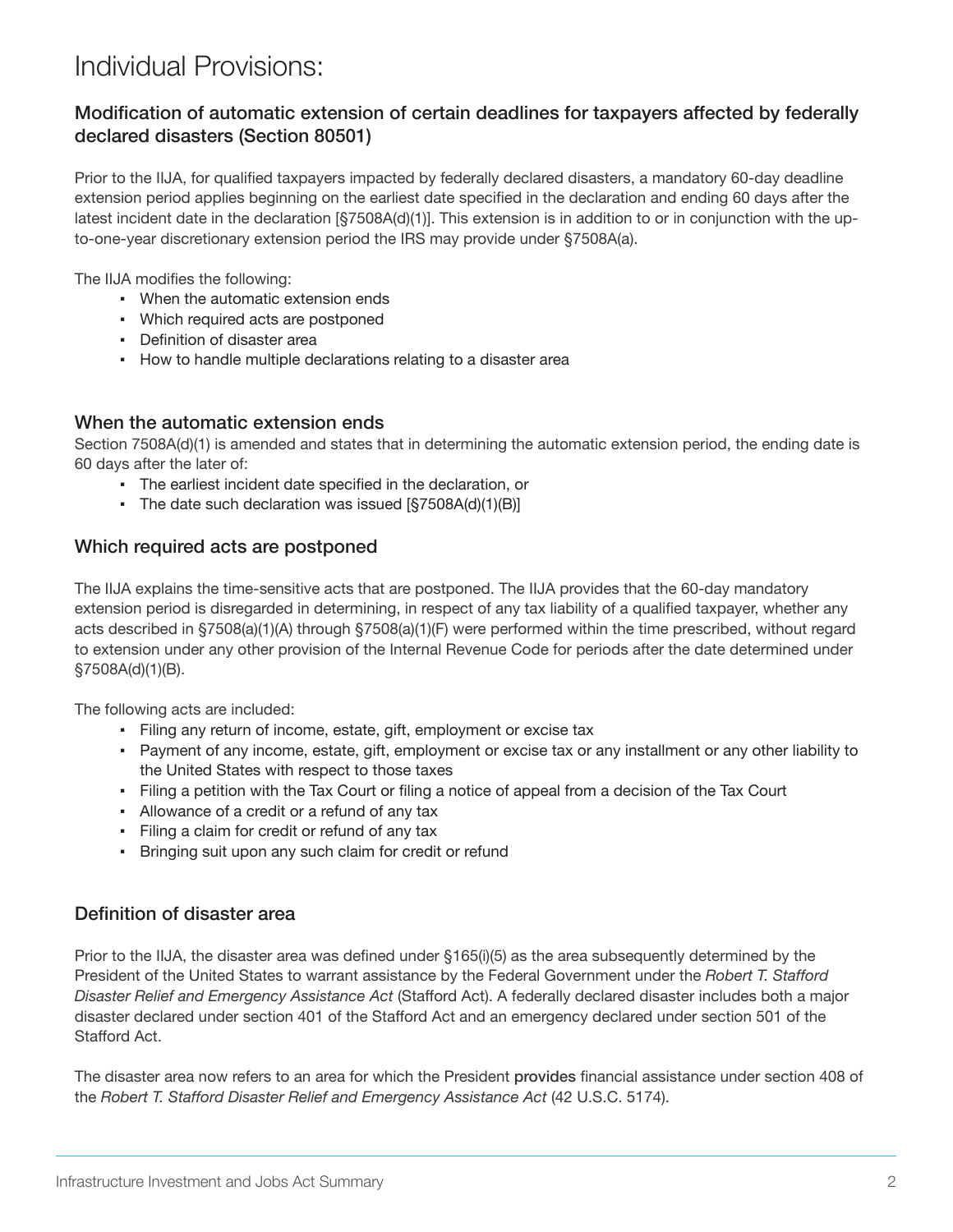# Individual Provisions:

## Modification of automatic extension of certain deadlines for taxpayers affected by federally declared disasters (Section 80501)

Prior to the IIJA, for qualified taxpayers impacted by federally declared disasters, a mandatory 60-day deadline extension period applies beginning on the earliest date specified in the declaration and ending 60 days after the latest incident date in the declaration [§7508A(d)(1)]. This extension is in addition to or in conjunction with the up-to-one-year discretionary extension period the IRS may provide under §7508A(a).

The IIJA modifies the following:

- When the automatic extension ends
- Which required acts are postponed
- Definition of disaster area
- How to handle multiple declarations relating to a disaster area

### When the automatic extension ends

Section 7508A(d)(1) is amended and states that in determining the automatic extension period, the ending date is 60 days after the later of:

- The earliest incident date specified in the declaration, or
- The date such declaration was issued [§7508A(d)(1)(B)]

### Which required acts are postponed

The IIJA explains the time-sensitive acts that are postponed. The IIJA provides that the 60-day mandatory extension period is disregarded in determining, in respect of any tax liability of a qualified taxpayer, whether any acts described in §7508(a)(1)(A) through §7508(a)(1)(F) were performed within the time prescribed, without regard to extension under any other provision of the Internal Revenue Code for periods after the date determined under §7508A(d)(1)(B).

The following acts are included:

- Filing any return of income, estate, gift, employment or excise tax
- Payment of any income, estate, gift, employment or excise tax or any installment or any other liability to the United States with respect to those taxes
- Filing a petition with the Tax Court or filing a notice of appeal from a decision of the Tax Court
- Allowance of a credit or a refund of any tax
- Filing a claim for credit or refund of any tax
- Bringing suit upon any such claim for credit or refund

### Definition of disaster area

Prior to the IIJA, the disaster area was defined under §165(i)(5) as the area subsequently determined by the President of the United States to warrant assistance by the Federal Government under the *Robert T. Stafford Disaster Relief and Emergency Assistance Act* (Stafford Act). A federally declared disaster includes both a major disaster declared under section 401 of the Stafford Act and an emergency declared under section 501 of the Stafford Act.

The disaster area now refers to an area for which the President provides financial assistance under section 408 of the *Robert T. Stafford Disaster Relief and Emergency Assistance Act* (42 U.S.C. 5174).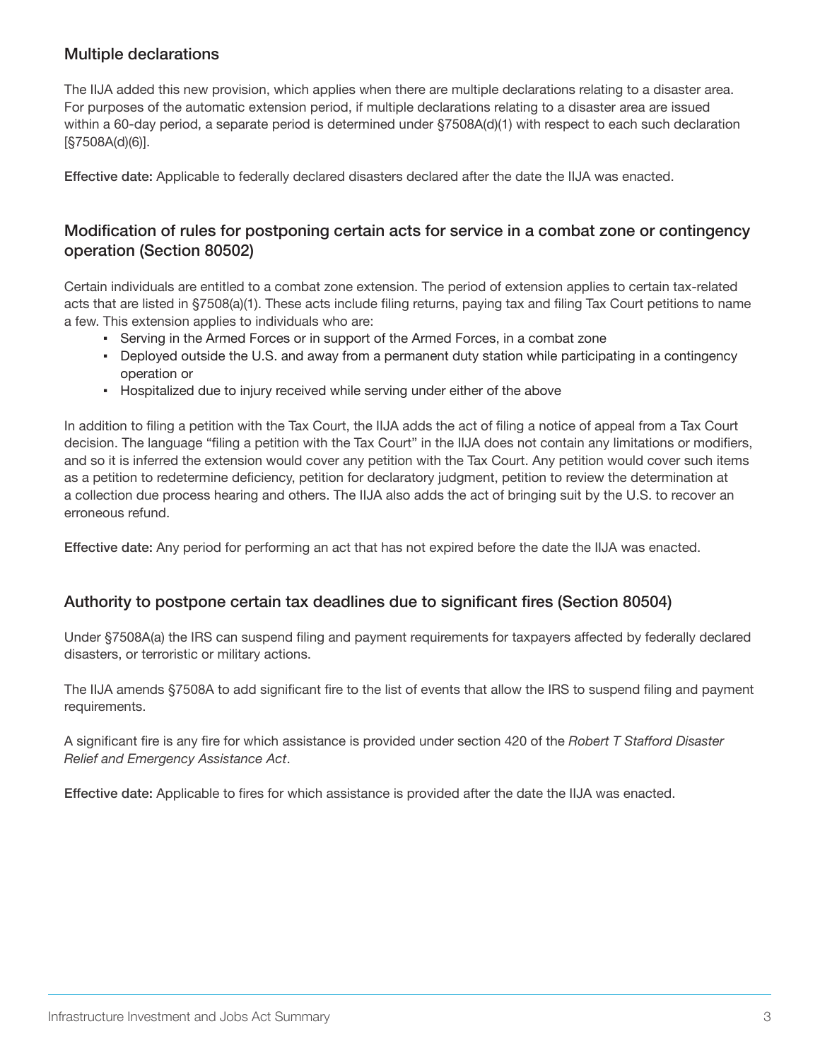### Multiple declarations

The IIJA added this new provision, which applies when there are multiple declarations relating to a disaster area. For purposes of the automatic extension period, if multiple declarations relating to a disaster area are issued within a 60-day period, a separate period is determined under §7508A(d)(1) with respect to each such declaration [§7508A(d)(6)].

**Effective date:** Applicable to federally declared disasters declared after the date the IIJA was enacted.

### Modification of rules for postponing certain acts for service in a combat zone or contingency operation (Section 80502)

Certain individuals are entitled to a combat zone extension. The period of extension applies to certain tax-related acts that are listed in §7508(a)(1). These acts include filing returns, paying tax and filing Tax Court petitions to name a few. This extension applies to individuals who are:

- Serving in the Armed Forces or in support of the Armed Forces, in a combat zone
- Deployed outside the U.S. and away from a permanent duty station while participating in a contingency operation or
- Hospitalized due to injury received while serving under either of the above

In addition to filing a petition with the Tax Court, the IIJA adds the act of filing a notice of appeal from a Tax Court decision. The language "filing a petition with the Tax Court" in the IIJA does not contain any limitations or modifiers, and so it is inferred the extension would cover any petition with the Tax Court. Any petition would cover such items as a petition to redetermine deficiency, petition for declaratory judgment, petition to review the determination at a collection due process hearing and others. The IIJA also adds the act of bringing suit by the U.S. to recover an erroneous refund.

**Effective date:** Any period for performing an act that has not expired before the date the IIJA was enacted.

### Authority to postpone certain tax deadlines due to significant fires (Section 80504)

Under §7508A(a) the IRS can suspend filing and payment requirements for taxpayers affected by federally declared disasters, or terroristic or military actions.

The IIJA amends §7508A to add significant fire to the list of events that allow the IRS to suspend filing and payment requirements.

A significant fire is any fire for which assistance is provided under section 420 of the *Robert T Stafford Disaster Relief and Emergency Assistance Act*.

**Effective date:** Applicable to fires for which assistance is provided after the date the IIJA was enacted.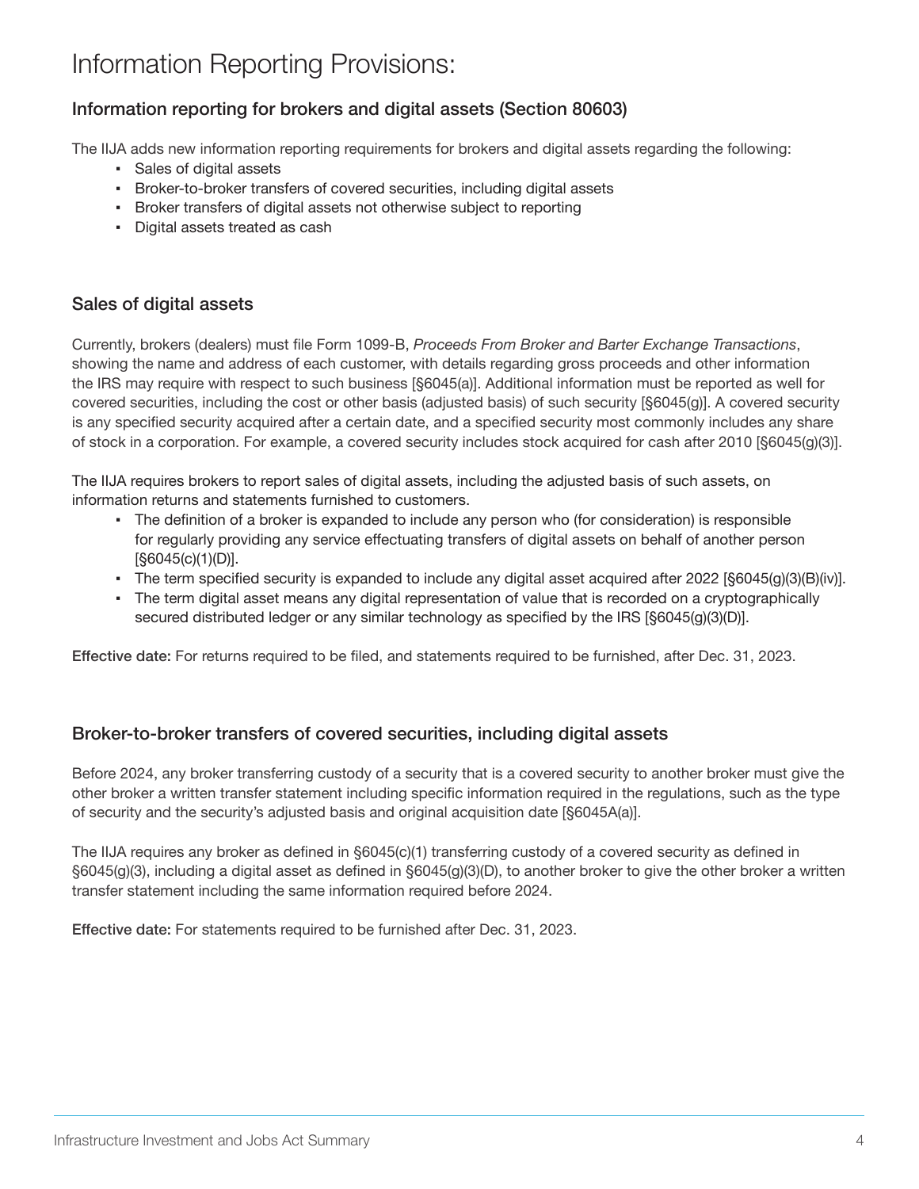# Information Reporting Provisions:

## Information reporting for brokers and digital assets (Section 80603)

The IIJA adds new information reporting requirements for brokers and digital assets regarding the following:

- Sales of digital assets
- Broker-to-broker transfers of covered securities, including digital assets
- Broker transfers of digital assets not otherwise subject to reporting
- Digital assets treated as cash

## Sales of digital assets

Currently, brokers (dealers) must file Form 1099-B, *Proceeds From Broker and Barter Exchange Transactions*, showing the name and address of each customer, with details regarding gross proceeds and other information the IRS may require with respect to such business [§6045(a)]. Additional information must be reported as well for covered securities, including the cost or other basis (adjusted basis) of such security [§6045(g)]. A covered security is any specified security acquired after a certain date, and a specified security most commonly includes any share of stock in a corporation. For example, a covered security includes stock acquired for cash after 2010 [§6045(g)(3)].

The IIJA requires brokers to report sales of digital assets, including the adjusted basis of such assets, on information returns and statements furnished to customers.

- The definition of a broker is expanded to include any person who (for consideration) is responsible for regularly providing any service effectuating transfers of digital assets on behalf of another person [§6045(c)(1)(D)].
- The term specified security is expanded to include any digital asset acquired after 2022 [§6045(g)(3)(B)(iv)].
- The term digital asset means any digital representation of value that is recorded on a cryptographically secured distributed ledger or any similar technology as specified by the IRS [§6045(g)(3)(D)].

**Effective date:** For returns required to be filed, and statements required to be furnished, after Dec. 31, 2023.

## Broker-to-broker transfers of covered securities, including digital assets

Before 2024, any broker transferring custody of a security that is a covered security to another broker must give the other broker a written transfer statement including specific information required in the regulations, such as the type of security and the security's adjusted basis and original acquisition date [§6045A(a)].

The IIJA requires any broker as defined in §6045(c)(1) transferring custody of a covered security as defined in §6045(g)(3), including a digital asset as defined in §6045(g)(3)(D), to another broker to give the other broker a written transfer statement including the same information required before 2024.

**Effective date:** For statements required to be furnished after Dec. 31, 2023.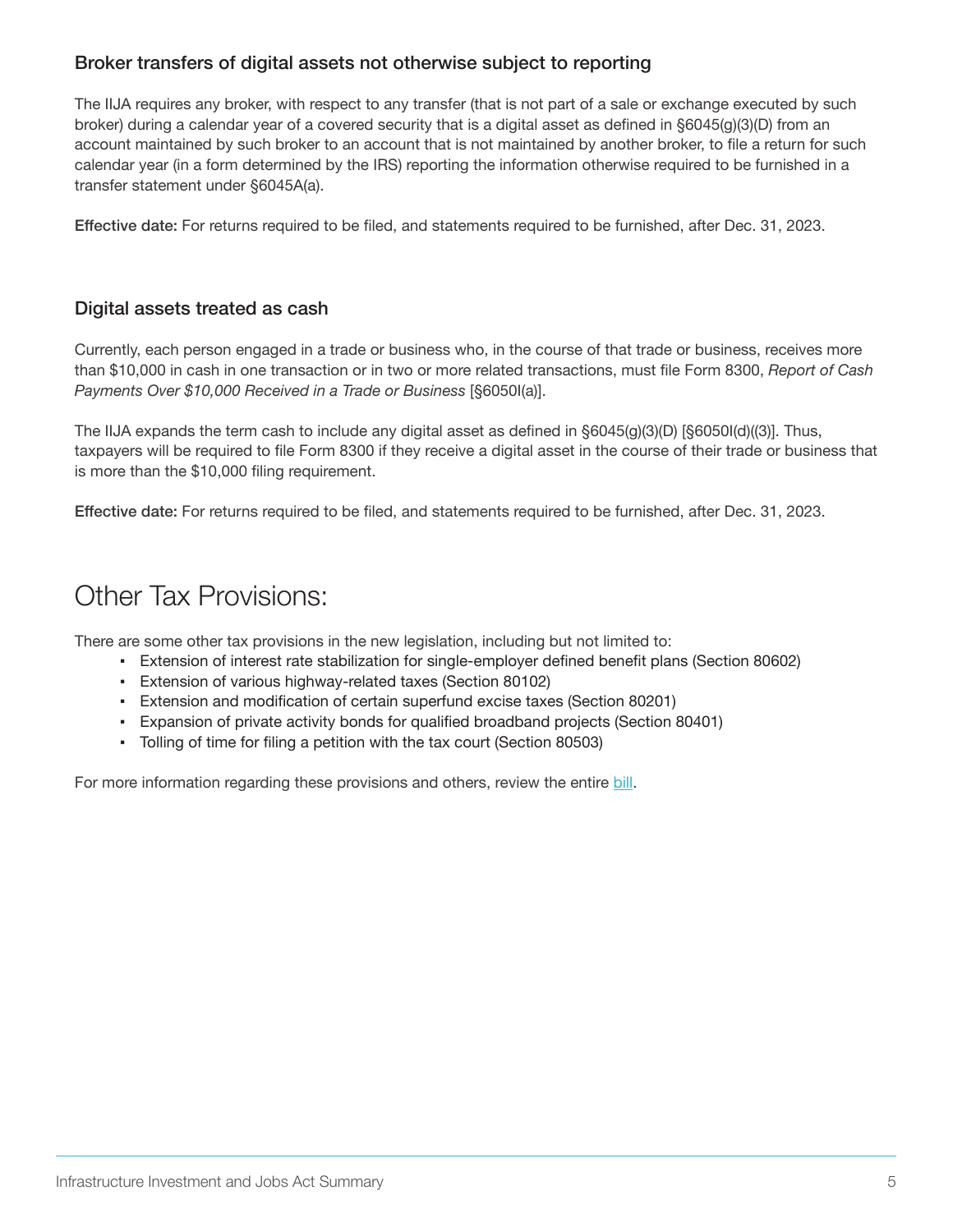### Broker transfers of digital assets not otherwise subject to reporting

The IIJA requires any broker, with respect to any transfer (that is not part of a sale or exchange executed by such broker) during a calendar year of a covered security that is a digital asset as defined in §6045(g)(3)(D) from an account maintained by such broker to an account that is not maintained by another broker, to file a return for such calendar year (in a form determined by the IRS) reporting the information otherwise required to be furnished in a transfer statement under §6045A(a).

**Effective date:** For returns required to be filed, and statements required to be furnished, after Dec. 31, 2023.

### Digital assets treated as cash

Currently, each person engaged in a trade or business who, in the course of that trade or business, receives more than $10,000 in cash in one transaction or in two or more related transactions, must file Form 8300, *Report of Cash Payments Over $10,000 Received in a Trade or Business* [§6050I(a)].

The IIJA expands the term cash to include any digital asset as defined in §6045(g)(3)(D) [§6050I(d)((3)]. Thus, taxpayers will be required to file Form 8300 if they receive a digital asset in the course of their trade or business that is more than the $10,000 filing requirement.

**Effective date:** For returns required to be filed, and statements required to be furnished, after Dec. 31, 2023.

# Other Tax Provisions:

There are some other tax provisions in the new legislation, including but not limited to:

- Extension of interest rate stabilization for single-employer defined benefit plans (Section 80602)
- Extension of various highway-related taxes (Section 80102)
- Extension and modification of certain superfund excise taxes (Section 80201)
- Expansion of private activity bonds for qualified broadband projects (Section 80401)
- Tolling of time for filing a petition with the tax court (Section 80503)

For more information regarding these provisions and others, review the entire bill.